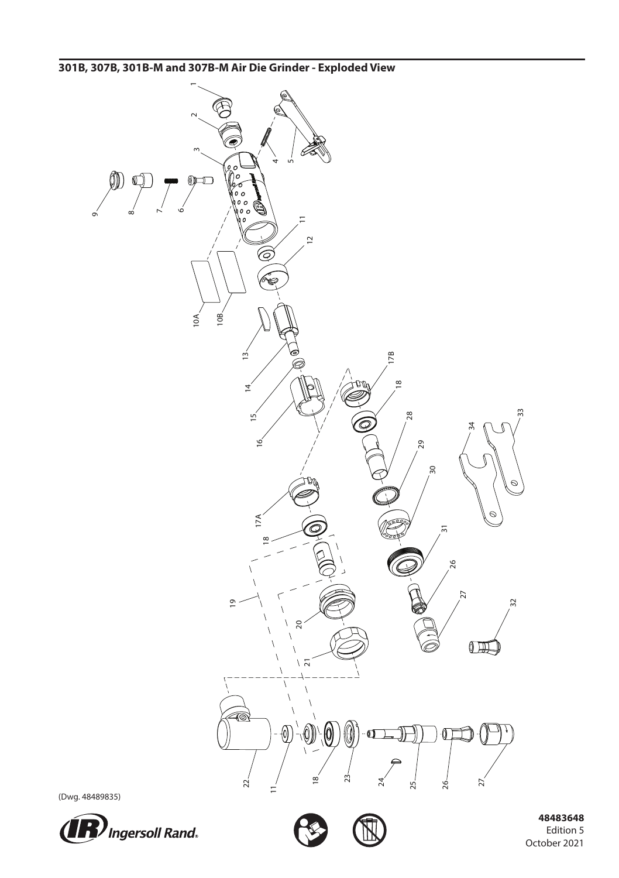## 301B, 307B, 301B-M and 307B-M Air Die Grinder - Exploded View

(Dwg. 48489835)

**48483648**
Edition 5
October 2021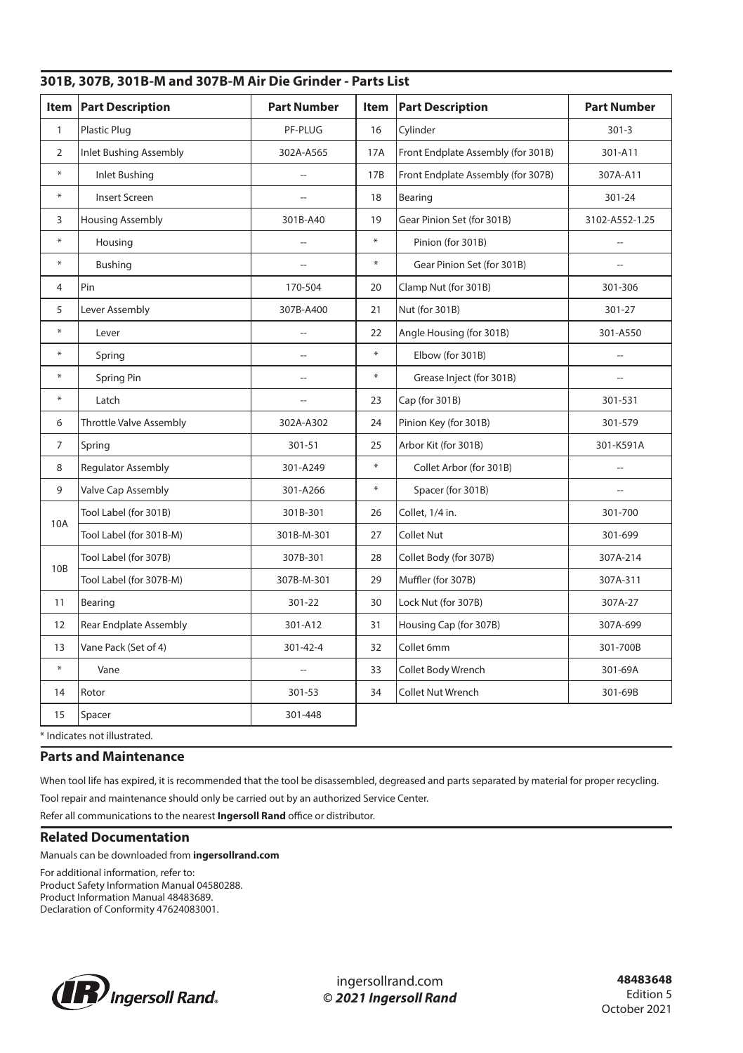## 301B, 307B, 301B-M and 307B-M Air Die Grinder - Parts List

| Item | Part Description | Part Number | Item | Part Description | Part Number |
|---|---|---|---|---|---|
| 1 | Plastic Plug | PF-PLUG | 16 | Cylinder | 301-3 |
| 2 | Inlet Bushing Assembly | 302A-A565 | 17A | Front Endplate Assembly (for 301B) | 301-A11 |
| * | Inlet Bushing | -- | 17B | Front Endplate Assembly (for 307B) | 307A-A11 |
| * | Insert Screen | -- | 18 | Bearing | 301-24 |
| 3 | Housing Assembly | 301B-A40 | 19 | Gear Pinion Set (for 301B) | 3102-A552-1.25 |
| * | Housing | -- | * | Pinion (for 301B) | -- |
| * | Bushing | -- | * | Gear Pinion Set (for 301B) | -- |
| 4 | Pin | 170-504 | 20 | Clamp Nut (for 301B) | 301-306 |
| 5 | Lever Assembly | 307B-A400 | 21 | Nut (for 301B) | 301-27 |
| * | Lever | -- | 22 | Angle Housing (for 301B) | 301-A550 |
| * | Spring | -- | * | Elbow (for 301B) | -- |
| * | Spring Pin | -- | * | Grease Inject (for 301B) | -- |
| * | Latch | -- | 23 | Cap (for 301B) | 301-531 |
| 6 | Throttle Valve Assembly | 302A-A302 | 24 | Pinion Key (for 301B) | 301-579 |
| 7 | Spring | 301-51 | 25 | Arbor Kit (for 301B) | 301-K591A |
| 8 | Regulator Assembly | 301-A249 | * | Collet Arbor (for 301B) | -- |
| 9 | Valve Cap Assembly | 301-A266 | * | Spacer (for 301B) | -- |
| 10A | Tool Label (for 301B) | 301B-301 | 26 | Collet, 1/4 in. | 301-700 |
| | Tool Label (for 301B-M) | 301B-M-301 | 27 | Collet Nut | 301-699 |
| 10B | Tool Label (for 307B) | 307B-301 | 28 | Collet Body (for 307B) | 307A-214 |
| | Tool Label (for 307B-M) | 307B-M-301 | 29 | Muffler (for 307B) | 307A-311 |
| 11 | Bearing | 301-22 | 30 | Lock Nut (for 307B) | 307A-27 |
| 12 | Rear Endplate Assembly | 301-A12 | 31 | Housing Cap (for 307B) | 307A-699 |
| 13 | Vane Pack (Set of 4) | 301-42-4 | 32 | Collet 6mm | 301-700B |
| * | Vane | -- | 33 | Collet Body Wrench | 301-69A |
| 14 | Rotor | 301-53 | 34 | Collet Nut Wrench | 301-69B |
| 15 | Spacer | 301-448 | | | |

* Indicates not illustrated.

## Parts and Maintenance

When tool life has expired, it is recommended that the tool be disassembled, degreased and parts separated by material for proper recycling.

Tool repair and maintenance should only be carried out by an authorized Service Center.

Refer all communications to the nearest **Ingersoll Rand** office or distributor.

## Related Documentation

Manuals can be downloaded from **ingersollrand.com**

For additional information, refer to:
Product Safety Information Manual 04580288.
Product Information Manual 48483689.
Declaration of Conformity 47624083001.

ingersollrand.com
***© 2021 Ingersoll Rand***

**48483648**
Edition 5
October 2021